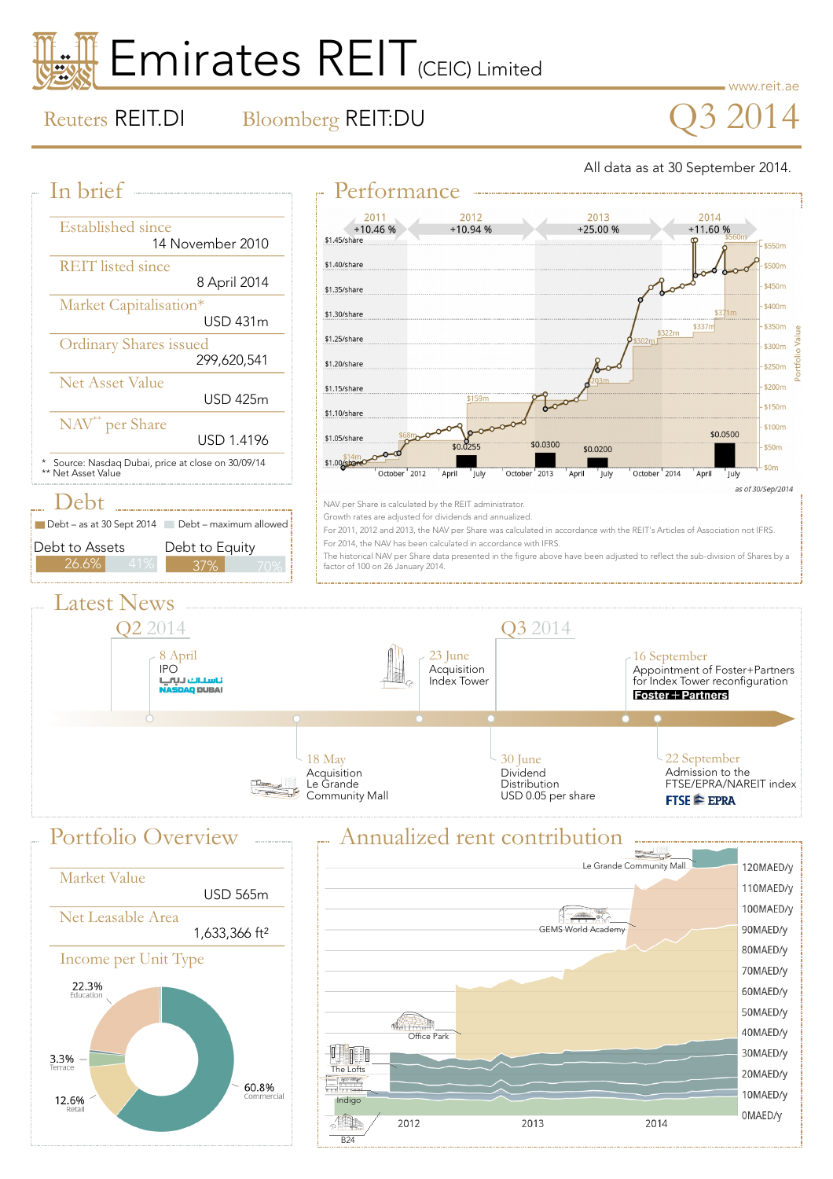# Emirates REIT (CEIC) Limited

www.reit.ae

Reuters REIT.DI    Bloomberg REIT:DU

## Q3 2014

All data as at 30 September 2014.

## In brief

**Established since**
14 November 2010

**REIT listed since**
8 April 2014

**Market Capitalisation***
USD 431m

**Ordinary Shares issued**
299,620,541

**Net Asset Value**
USD 425m

**NAV** per Share**
USD 1.4196

\* Source: Nasdaq Dubai, price at close on 30/09/14
\*\* Net Asset Value

## Debt

Debt – as at 30 Sept 2014    Debt – maximum allowed

| | As at 30 Sept 2014 | Maximum allowed |
|---|---|---|
| Debt to Assets | 26.6% | 41% |
| Debt to Equity | 37% | 70% |

## Performance

| 2011 | 2012 | 2013 | 2014 |
|---|---|---|---|
| +10.46 % | +10.94 % | +25.00 % | +11.60 % |

Dividends: $0.0255, $0.0300, $0.0200, $0.0500

Portfolio Value: $14m, $68m, $159m, $203m, $302m, $322m, $337m, $371m, $560m

as of 30/Sep/2014

NAV per Share is calculated by the REIT administrator.
Growth rates are adjusted for dividends and annualized.
For 2011, 2012 and 2013, the NAV per Share was calculated in accordance with the REIT's Articles of Association not IFRS.
For 2014, the NAV has been calculated in accordance with IFRS.
The historical NAV per Share data presented in the figure above have been adjusted to reflect the sub-division of Shares by a factor of 100 on 26 January 2014.

## Latest News

### Q2 2014

- **8 April** – IPO (NASDAQ DUBAI)
- **18 May** – Acquisition Le Grande Community Mall
- **23 June** – Acquisition Index Tower
- **30 June** – Dividend Distribution USD 0.05 per share

### Q3 2014

- **16 September** – Appointment of Foster+Partners for Index Tower reconfiguration
- **22 September** – Admission to the FTSE/EPRA/NAREIT index

## Portfolio Overview

**Market Value**
USD 565m

**Net Leasable Area**
1,633,366 ft²

**Income per Unit Type**

- 60.8% Commercial
- 22.3% Education
- 12.6% Retail
- 3.3% Terrace

## Annualized rent contribution

Properties: B24, Indigo, The Lofts, Office Park, GEMS World Academy, Le Grande Community Mall (2012–2014, 0–120 MAED/y)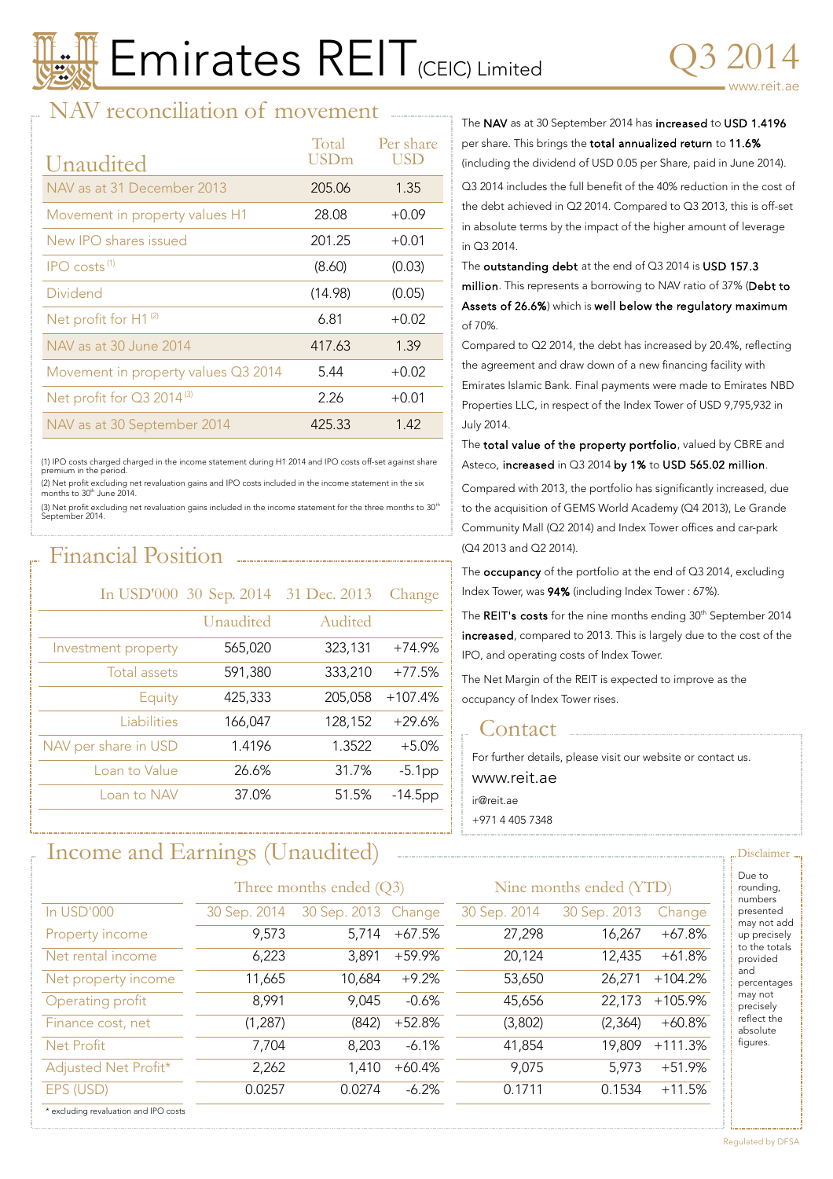# Emirates REIT (CEIC) Limited

# Q3 2014

www.reit.ae

## NAV reconciliation of movement

| Unaudited | Total USDm | Per share USD |
|---|---|---|
| NAV as at 31 December 2013 | 205.06 | 1.35 |
| Movement in property values H1 | 28.08 | +0.09 |
| New IPO shares issued | 201.25 | +0.01 |
| IPO costs [1] | (8.60) | (0.03) |
| Dividend | (14.98) | (0.05) |
| Net profit for H1 [2] | 6.81 | +0.02 |
| NAV as at 30 June 2014 | 417.63 | 1.39 |
| Movement in property values Q3 2014 | 5.44 | +0.02 |
| Net profit for Q3 2014 [3] | 2.26 | +0.01 |
| NAV as at 30 September 2014 | 425.33 | 1.42 |

(1) IPO costs charged charged in the income statement during H1 2014 and IPO costs off-set against share premium in the period.

(2) Net profit excluding net revaluation gains and IPO costs included in the income statement in the six months to 30th June 2014.

(3) Net profit excluding net revaluation gains included in the income statement for the three months to 30th September 2014.

## Financial Position

| In USD'000 | 30 Sep. 2014 | 31 Dec. 2013 | Change |
|---|---|---|---|
| | Unaudited | Audited | |
| Investment property | 565,020 | 323,131 | +74.9% |
| Total assets | 591,380 | 333,210 | +77.5% |
| Equity | 425,333 | 205,058 | +107.4% |
| Liabilities | 166,047 | 128,152 | +29.6% |
| NAV per share in USD | 1.4196 | 1.3522 | +5.0% |
| Loan to Value | 26.6% | 31.7% | -5.1pp |
| Loan to NAV | 37.0% | 51.5% | -14.5pp |

The **NAV** as at 30 September 2014 has **increased** to **USD 1.4196** per share. This brings the **total annualized return** to **11.6%** (including the dividend of USD 0.05 per Share, paid in June 2014).

Q3 2014 includes the full benefit of the 40% reduction in the cost of the debt achieved in Q2 2014. Compared to Q3 2013, this is off-set in absolute terms by the impact of the higher amount of leverage in Q3 2014.

The **outstanding debt** at the end of Q3 2014 is **USD 157.3 million**. This represents a borrowing to NAV ratio of 37% (**Debt to Assets of 26.6%**) which is **well below the regulatory maximum** of 70%.

Compared to Q2 2014, the debt has increased by 20.4%, reflecting the agreement and draw down of a new financing facility with Emirates Islamic Bank. Final payments were made to Emirates NBD Properties LLC, in respect of the Index Tower of USD 9,795,932 in July 2014.

The **total value of the property portfolio**, valued by CBRE and Asteco, **increased** in Q3 2014 **by 1%** to **USD 565.02 million**.

Compared with 2013, the portfolio has significantly increased, due to the acquisition of GEMS World Academy (Q4 2013), Le Grande Community Mall (Q2 2014) and Index Tower offices and car-park (Q4 2013 and Q2 2014).

The **occupancy** of the portfolio at the end of Q3 2014, excluding Index Tower, was **94%** (including Index Tower : 67%).

The **REIT's costs** for the nine months ending 30th September 2014 **increased**, compared to 2013. This is largely due to the cost of the IPO, and operating costs of Index Tower.

The Net Margin of the REIT is expected to improve as the occupancy of Index Tower rises.

## Contact

For further details, please visit our website or contact us.

www.reit.ae

ir@reit.ae

+971 4 405 7348

## Income and Earnings (Unaudited)

| In USD'000 | Three months ended (Q3) 30 Sep. 2014 | 30 Sep. 2013 | Change | Nine months ended (YTD) 30 Sep. 2014 | 30 Sep. 2013 | Change |
|---|---|---|---|---|---|---|
| Property income | 9,573 | 5,714 | +67.5% | 27,298 | 16,267 | +67.8% |
| Net rental income | 6,223 | 3,891 | +59.9% | 20,124 | 12,435 | +61.8% |
| Net property income | 11,665 | 10,684 | +9.2% | 53,650 | 26,271 | +104.2% |
| Operating profit | 8,991 | 9,045 | -0.6% | 45,656 | 22,173 | +105.9% |
| Finance cost, net | (1,287) | (842) | +52.8% | (3,802) | (2,364) | +60.8% |
| Net Profit | 7,704 | 8,203 | -6.1% | 41,854 | 19,809 | +111.3% |
| Adjusted Net Profit* | 2,262 | 1,410 | +60.4% | 9,075 | 5,973 | +51.9% |
| EPS (USD) | 0.0257 | 0.0274 | -6.2% | 0.1711 | 0.1534 | +11.5% |

\* excluding revaluation and IPO costs

### Disclaimer

Due to rounding, numbers presented may not add up precisely to the totals provided and percentages may not precisely reflect the absolute figures.

Regulated by DFSA